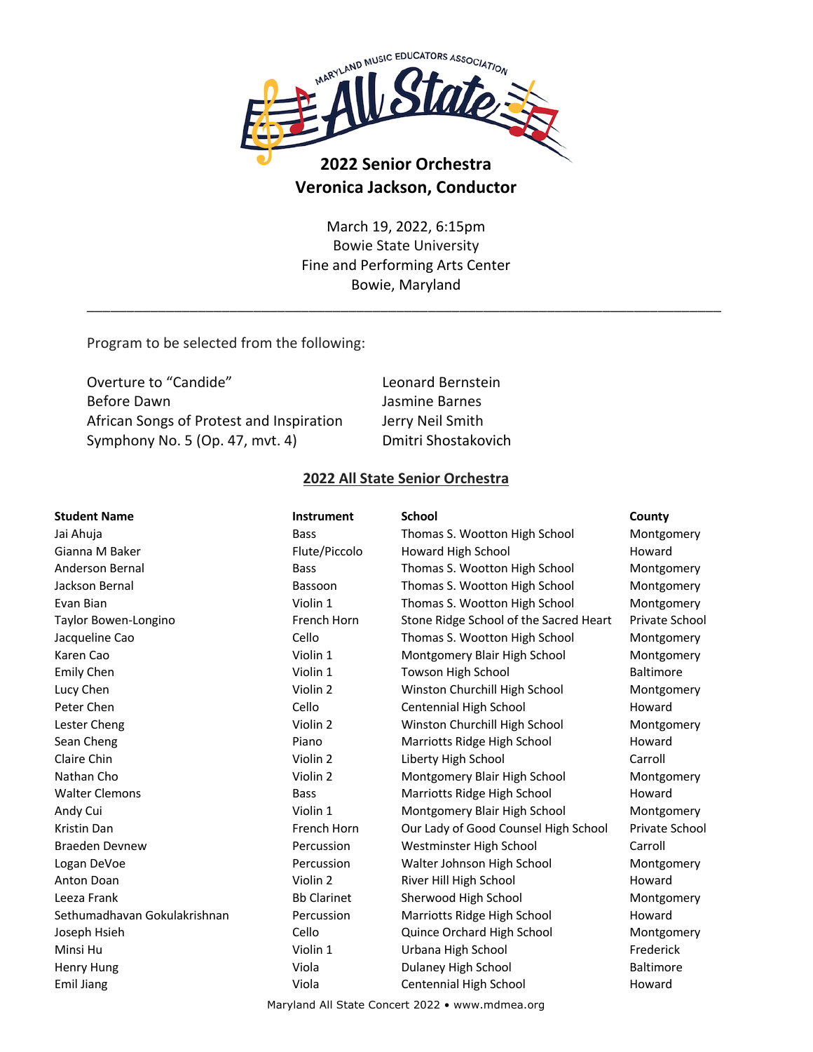# 2022 Senior Orchestra

## Veronica Jackson, Conductor

March 19, 2022, 6:15pm
Bowie State University
Fine and Performing Arts Center
Bowie, Maryland

---

Program to be selected from the following:

| | |
|---|---|
| Overture to "Candide" | Leonard Bernstein |
| Before Dawn | Jasmine Barnes |
| African Songs of Protest and Inspiration | Jerry Neil Smith |
| Symphony No. 5 (Op. 47, mvt. 4) | Dmitri Shostakovich |

## 2022 All State Senior Orchestra

| Student Name | Instrument | School | County |
|---|---|---|---|
| Jai Ahuja | Bass | Thomas S. Wootton High School | Montgomery |
| Gianna M Baker | Flute/Piccolo | Howard High School | Howard |
| Anderson Bernal | Bass | Thomas S. Wootton High School | Montgomery |
| Jackson Bernal | Bassoon | Thomas S. Wootton High School | Montgomery |
| Evan Bian | Violin 1 | Thomas S. Wootton High School | Montgomery |
| Taylor Bowen-Longino | French Horn | Stone Ridge School of the Sacred Heart | Private School |
| Jacqueline Cao | Cello | Thomas S. Wootton High School | Montgomery |
| Karen Cao | Violin 1 | Montgomery Blair High School | Montgomery |
| Emily Chen | Violin 1 | Towson High School | Baltimore |
| Lucy Chen | Violin 2 | Winston Churchill High School | Montgomery |
| Peter Chen | Cello | Centennial High School | Howard |
| Lester Cheng | Violin 2 | Winston Churchill High School | Montgomery |
| Sean Cheng | Piano | Marriotts Ridge High School | Howard |
| Claire Chin | Violin 2 | Liberty High School | Carroll |
| Nathan Cho | Violin 2 | Montgomery Blair High School | Montgomery |
| Walter Clemons | Bass | Marriotts Ridge High School | Howard |
| Andy Cui | Violin 1 | Montgomery Blair High School | Montgomery |
| Kristin Dan | French Horn | Our Lady of Good Counsel High School | Private School |
| Braeden Devnew | Percussion | Westminster High School | Carroll |
| Logan DeVoe | Percussion | Walter Johnson High School | Montgomery |
| Anton Doan | Violin 2 | River Hill High School | Howard |
| Leeza Frank | Bb Clarinet | Sherwood High School | Montgomery |
| Sethumadhavan Gokulakrishnan | Percussion | Marriotts Ridge High School | Howard |
| Joseph Hsieh | Cello | Quince Orchard High School | Montgomery |
| Minsi Hu | Violin 1 | Urbana High School | Frederick |
| Henry Hung | Viola | Dulaney High School | Baltimore |
| Emil Jiang | Viola | Centennial High School | Howard |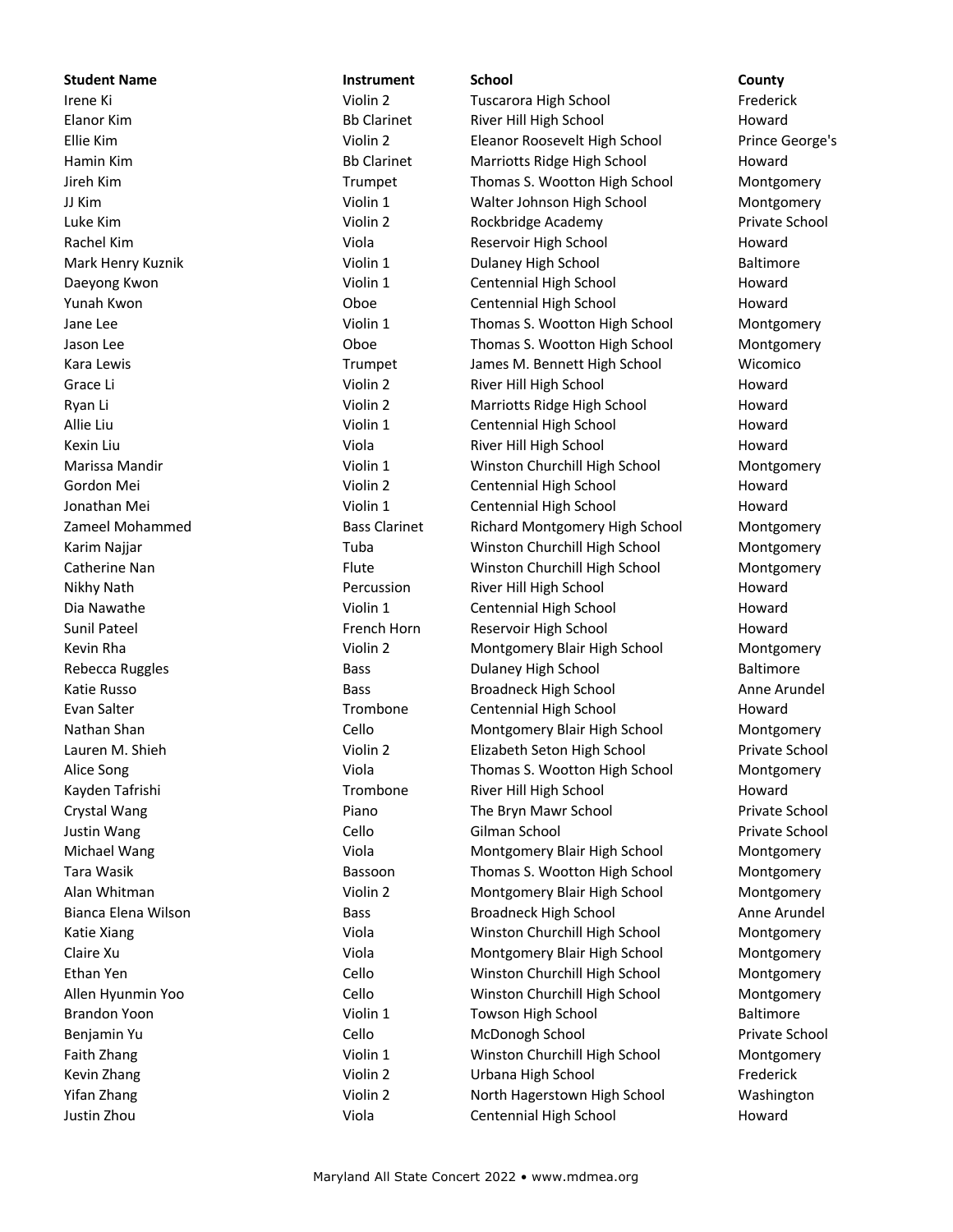| Student Name | Instrument | School | County |
| --- | --- | --- | --- |
| Irene Ki | Violin 2 | Tuscarora High School | Frederick |
| Elanor Kim | Bb Clarinet | River Hill High School | Howard |
| Ellie Kim | Violin 2 | Eleanor Roosevelt High School | Prince George's |
| Hamin Kim | Bb Clarinet | Marriotts Ridge High School | Howard |
| Jireh Kim | Trumpet | Thomas S. Wootton High School | Montgomery |
| JJ Kim | Violin 1 | Walter Johnson High School | Montgomery |
| Luke Kim | Violin 2 | Rockbridge Academy | Private School |
| Rachel Kim | Viola | Reservoir High School | Howard |
| Mark Henry Kuznik | Violin 1 | Dulaney High School | Baltimore |
| Daeyong Kwon | Violin 1 | Centennial High School | Howard |
| Yunah Kwon | Oboe | Centennial High School | Howard |
| Jane Lee | Violin 1 | Thomas S. Wootton High School | Montgomery |
| Jason Lee | Oboe | Thomas S. Wootton High School | Montgomery |
| Kara Lewis | Trumpet | James M. Bennett High School | Wicomico |
| Grace Li | Violin 2 | River Hill High School | Howard |
| Ryan Li | Violin 2 | Marriotts Ridge High School | Howard |
| Allie Liu | Violin 1 | Centennial High School | Howard |
| Kexin Liu | Viola | River Hill High School | Howard |
| Marissa Mandir | Violin 1 | Winston Churchill High School | Montgomery |
| Gordon Mei | Violin 2 | Centennial High School | Howard |
| Jonathan Mei | Violin 1 | Centennial High School | Howard |
| Zameel Mohammed | Bass Clarinet | Richard Montgomery High School | Montgomery |
| Karim Najjar | Tuba | Winston Churchill High School | Montgomery |
| Catherine Nan | Flute | Winston Churchill High School | Montgomery |
| Nikhy Nath | Percussion | River Hill High School | Howard |
| Dia Nawathe | Violin 1 | Centennial High School | Howard |
| Sunil Pateel | French Horn | Reservoir High School | Howard |
| Kevin Rha | Violin 2 | Montgomery Blair High School | Montgomery |
| Rebecca Ruggles | Bass | Dulaney High School | Baltimore |
| Katie Russo | Bass | Broadneck High School | Anne Arundel |
| Evan Salter | Trombone | Centennial High School | Howard |
| Nathan Shan | Cello | Montgomery Blair High School | Montgomery |
| Lauren M. Shieh | Violin 2 | Elizabeth Seton High School | Private School |
| Alice Song | Viola | Thomas S. Wootton High School | Montgomery |
| Kayden Tafrishi | Trombone | River Hill High School | Howard |
| Crystal Wang | Piano | The Bryn Mawr School | Private School |
| Justin Wang | Cello | Gilman School | Private School |
| Michael Wang | Viola | Montgomery Blair High School | Montgomery |
| Tara Wasik | Bassoon | Thomas S. Wootton High School | Montgomery |
| Alan Whitman | Violin 2 | Montgomery Blair High School | Montgomery |
| Bianca Elena Wilson | Bass | Broadneck High School | Anne Arundel |
| Katie Xiang | Viola | Winston Churchill High School | Montgomery |
| Claire Xu | Viola | Montgomery Blair High School | Montgomery |
| Ethan Yen | Cello | Winston Churchill High School | Montgomery |
| Allen Hyunmin Yoo | Cello | Winston Churchill High School | Montgomery |
| Brandon Yoon | Violin 1 | Towson High School | Baltimore |
| Benjamin Yu | Cello | McDonogh School | Private School |
| Faith Zhang | Violin 1 | Winston Churchill High School | Montgomery |
| Kevin Zhang | Violin 2 | Urbana High School | Frederick |
| Yifan Zhang | Violin 2 | North Hagerstown High School | Washington |
| Justin Zhou | Viola | Centennial High School | Howard |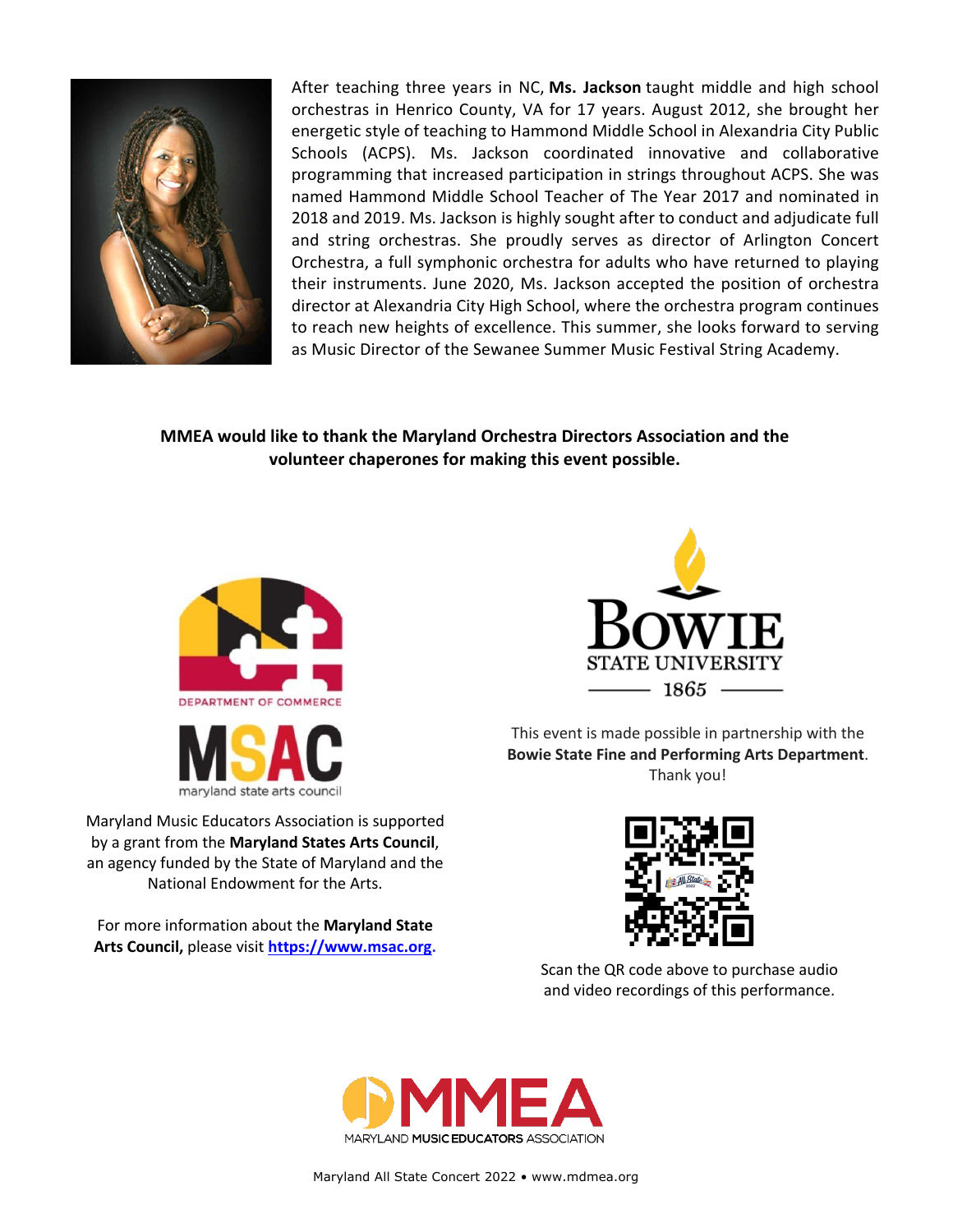After teaching three years in NC, **Ms. Jackson** taught middle and high school orchestras in Henrico County, VA for 17 years. August 2012, she brought her energetic style of teaching to Hammond Middle School in Alexandria City Public Schools (ACPS). Ms. Jackson coordinated innovative and collaborative programming that increased participation in strings throughout ACPS. She was named Hammond Middle School Teacher of The Year 2017 and nominated in 2018 and 2019. Ms. Jackson is highly sought after to conduct and adjudicate full and string orchestras. She proudly serves as director of Arlington Concert Orchestra, a full symphonic orchestra for adults who have returned to playing their instruments. June 2020, Ms. Jackson accepted the position of orchestra director at Alexandria City High School, where the orchestra program continues to reach new heights of excellence. This summer, she looks forward to serving as Music Director of the Sewanee Summer Music Festival String Academy.

**MMEA would like to thank the Maryland Orchestra Directors Association and the volunteer chaperones for making this event possible.**

DEPARTMENT OF COMMERCE

MSAC

maryland state arts council

Maryland Music Educators Association is supported by a grant from the **Maryland States Arts Council**, an agency funded by the State of Maryland and the National Endowment for the Arts.

For more information about the **Maryland State Arts Council,** please visit **https://www.msac.org**.

BOWIE STATE UNIVERSITY

1865

This event is made possible in partnership with the **Bowie State Fine and Performing Arts Department**. Thank you!

Scan the QR code above to purchase audio and video recordings of this performance.

MMEA

MARYLAND MUSIC EDUCATORS ASSOCIATION

Maryland All State Concert 2022 • www.mdmea.org